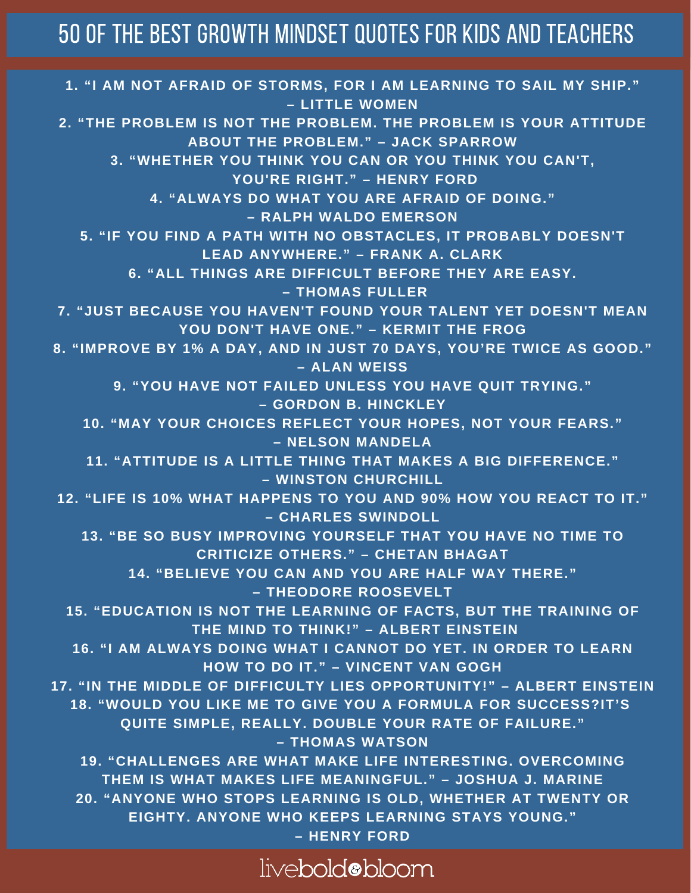# 50 OF THE BEST GROWTH MINDSET QUOTES FOR KIDS AND TEACHERS

1. "I AM NOT AFRAID OF STORMS, FOR I AM LEARNING TO SAIL MY SHIP." – LITTLE WOMEN
2. "THE PROBLEM IS NOT THE PROBLEM. THE PROBLEM IS YOUR ATTITUDE ABOUT THE PROBLEM." – JACK SPARROW
3. "WHETHER YOU THINK YOU CAN OR YOU THINK YOU CAN'T, YOU'RE RIGHT." – HENRY FORD
4. "ALWAYS DO WHAT YOU ARE AFRAID OF DOING." – RALPH WALDO EMERSON
5. "IF YOU FIND A PATH WITH NO OBSTACLES, IT PROBABLY DOESN'T LEAD ANYWHERE." – FRANK A. CLARK
6. "ALL THINGS ARE DIFFICULT BEFORE THEY ARE EASY. – THOMAS FULLER
7. "JUST BECAUSE YOU HAVEN'T FOUND YOUR TALENT YET DOESN'T MEAN YOU DON'T HAVE ONE." – KERMIT THE FROG
8. "IMPROVE BY 1% A DAY, AND IN JUST 70 DAYS, YOU'RE TWICE AS GOOD." – ALAN WEISS
9. "YOU HAVE NOT FAILED UNLESS YOU HAVE QUIT TRYING." – GORDON B. HINCKLEY
10. "MAY YOUR CHOICES REFLECT YOUR HOPES, NOT YOUR FEARS." – NELSON MANDELA
11. "ATTITUDE IS A LITTLE THING THAT MAKES A BIG DIFFERENCE." – WINSTON CHURCHILL
12. "LIFE IS 10% WHAT HAPPENS TO YOU AND 90% HOW YOU REACT TO IT." – CHARLES SWINDOLL
13. "BE SO BUSY IMPROVING YOURSELF THAT YOU HAVE NO TIME TO CRITICIZE OTHERS." – CHETAN BHAGAT
14. "BELIEVE YOU CAN AND YOU ARE HALF WAY THERE." – THEODORE ROOSEVELT
15. "EDUCATION IS NOT THE LEARNING OF FACTS, BUT THE TRAINING OF THE MIND TO THINK!" – ALBERT EINSTEIN
16. "I AM ALWAYS DOING WHAT I CANNOT DO YET. IN ORDER TO LEARN HOW TO DO IT." – VINCENT VAN GOGH
17. "IN THE MIDDLE OF DIFFICULTY LIES OPPORTUNITY!" – ALBERT EINSTEIN
18. "WOULD YOU LIKE ME TO GIVE YOU A FORMULA FOR SUCCESS?IT'S QUITE SIMPLE, REALLY. DOUBLE YOUR RATE OF FAILURE." – THOMAS WATSON
19. "CHALLENGES ARE WHAT MAKE LIFE INTERESTING. OVERCOMING THEM IS WHAT MAKES LIFE MEANINGFUL." – JOSHUA J. MARINE
20. "ANYONE WHO STOPS LEARNING IS OLD, WHETHER AT TWENTY OR EIGHTY. ANYONE WHO KEEPS LEARNING STAYS YOUNG." – HENRY FORD

livebold&bloom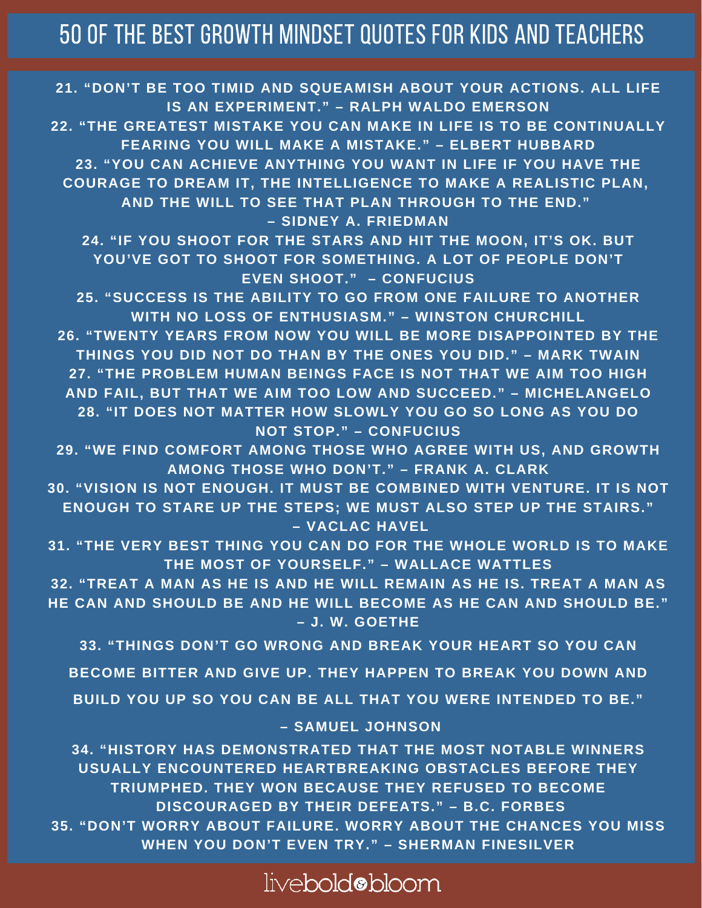# 50 OF THE BEST GROWTH MINDSET QUOTES FOR KIDS AND TEACHERS

21. "DON'T BE TOO TIMID AND SQUEAMISH ABOUT YOUR ACTIONS. ALL LIFE IS AN EXPERIMENT." – RALPH WALDO EMERSON

22. "THE GREATEST MISTAKE YOU CAN MAKE IN LIFE IS TO BE CONTINUALLY FEARING YOU WILL MAKE A MISTAKE." – ELBERT HUBBARD

23. "YOU CAN ACHIEVE ANYTHING YOU WANT IN LIFE IF YOU HAVE THE COURAGE TO DREAM IT, THE INTELLIGENCE TO MAKE A REALISTIC PLAN, AND THE WILL TO SEE THAT PLAN THROUGH TO THE END." – SIDNEY A. FRIEDMAN

24. "IF YOU SHOOT FOR THE STARS AND HIT THE MOON, IT'S OK. BUT YOU'VE GOT TO SHOOT FOR SOMETHING. A LOT OF PEOPLE DON'T EVEN SHOOT." – CONFUCIUS

25. "SUCCESS IS THE ABILITY TO GO FROM ONE FAILURE TO ANOTHER WITH NO LOSS OF ENTHUSIASM." – WINSTON CHURCHILL

26. "TWENTY YEARS FROM NOW YOU WILL BE MORE DISAPPOINTED BY THE THINGS YOU DID NOT DO THAN BY THE ONES YOU DID." – MARK TWAIN

27. "THE PROBLEM HUMAN BEINGS FACE IS NOT THAT WE AIM TOO HIGH AND FAIL, BUT THAT WE AIM TOO LOW AND SUCCEED." – MICHELANGELO

28. "IT DOES NOT MATTER HOW SLOWLY YOU GO SO LONG AS YOU DO NOT STOP." – CONFUCIUS

29. "WE FIND COMFORT AMONG THOSE WHO AGREE WITH US, AND GROWTH AMONG THOSE WHO DON'T." – FRANK A. CLARK

30. "VISION IS NOT ENOUGH. IT MUST BE COMBINED WITH VENTURE. IT IS NOT ENOUGH TO STARE UP THE STEPS; WE MUST ALSO STEP UP THE STAIRS." – VACLAC HAVEL

31. "THE VERY BEST THING YOU CAN DO FOR THE WHOLE WORLD IS TO MAKE THE MOST OF YOURSELF." – WALLACE WATTLES

32. "TREAT A MAN AS HE IS AND HE WILL REMAIN AS HE IS. TREAT A MAN AS HE CAN AND SHOULD BE AND HE WILL BECOME AS HE CAN AND SHOULD BE." – J. W. GOETHE

33. "THINGS DON'T GO WRONG AND BREAK YOUR HEART SO YOU CAN BECOME BITTER AND GIVE UP. THEY HAPPEN TO BREAK YOU DOWN AND BUILD YOU UP SO YOU CAN BE ALL THAT YOU WERE INTENDED TO BE." – SAMUEL JOHNSON

34. "HISTORY HAS DEMONSTRATED THAT THE MOST NOTABLE WINNERS USUALLY ENCOUNTERED HEARTBREAKING OBSTACLES BEFORE THEY TRIUMPHED. THEY WON BECAUSE THEY REFUSED TO BECOME DISCOURAGED BY THEIR DEFEATS." – B.C. FORBES

35. "DON'T WORRY ABOUT FAILURE. WORRY ABOUT THE CHANCES YOU MISS WHEN YOU DON'T EVEN TRY." – SHERMAN FINESILVER

livebold&bloom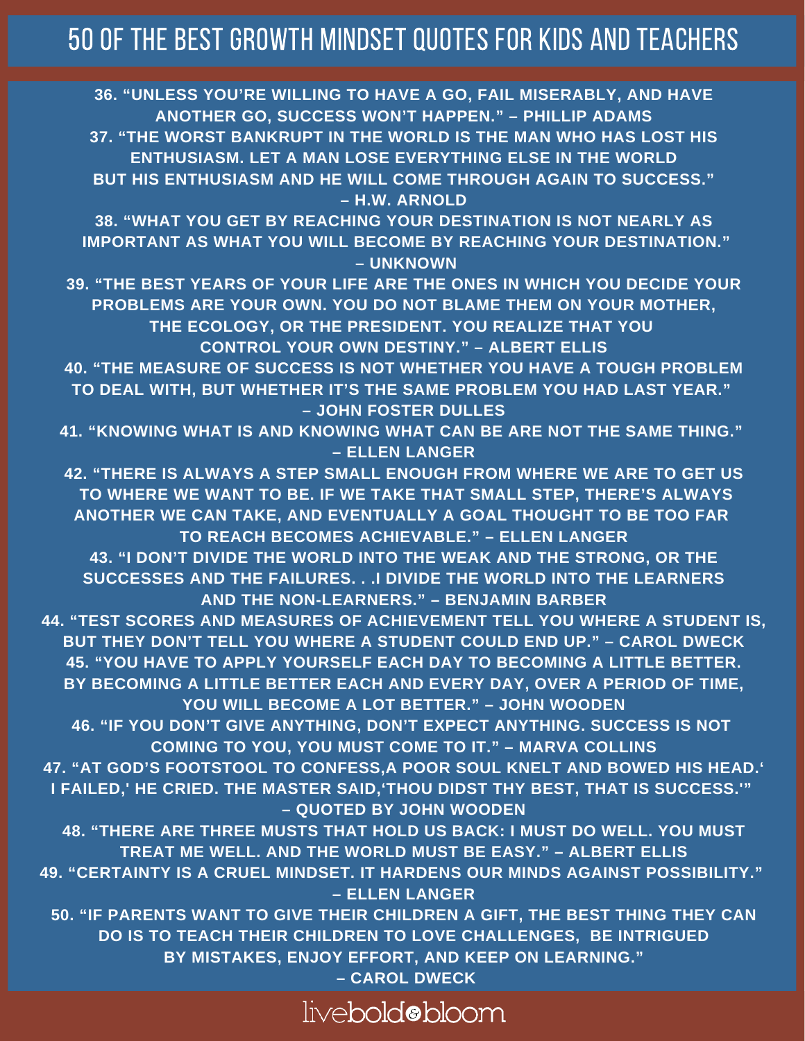# 50 OF THE BEST GROWTH MINDSET QUOTES FOR KIDS AND TEACHERS

**36. "UNLESS YOU'RE WILLING TO HAVE A GO, FAIL MISERABLY, AND HAVE ANOTHER GO, SUCCESS WON'T HAPPEN." – PHILLIP ADAMS**

**37. "THE WORST BANKRUPT IN THE WORLD IS THE MAN WHO HAS LOST HIS ENTHUSIASM. LET A MAN LOSE EVERYTHING ELSE IN THE WORLD BUT HIS ENTHUSIASM AND HE WILL COME THROUGH AGAIN TO SUCCESS." – H.W. ARNOLD**

**38. "WHAT YOU GET BY REACHING YOUR DESTINATION IS NOT NEARLY AS IMPORTANT AS WHAT YOU WILL BECOME BY REACHING YOUR DESTINATION." – UNKNOWN**

**39. "THE BEST YEARS OF YOUR LIFE ARE THE ONES IN WHICH YOU DECIDE YOUR PROBLEMS ARE YOUR OWN. YOU DO NOT BLAME THEM ON YOUR MOTHER, THE ECOLOGY, OR THE PRESIDENT. YOU REALIZE THAT YOU CONTROL YOUR OWN DESTINY." – ALBERT ELLIS**

**40. "THE MEASURE OF SUCCESS IS NOT WHETHER YOU HAVE A TOUGH PROBLEM TO DEAL WITH, BUT WHETHER IT'S THE SAME PROBLEM YOU HAD LAST YEAR." – JOHN FOSTER DULLES**

**41. "KNOWING WHAT IS AND KNOWING WHAT CAN BE ARE NOT THE SAME THING." – ELLEN LANGER**

**42. "THERE IS ALWAYS A STEP SMALL ENOUGH FROM WHERE WE ARE TO GET US TO WHERE WE WANT TO BE. IF WE TAKE THAT SMALL STEP, THERE'S ALWAYS ANOTHER WE CAN TAKE, AND EVENTUALLY A GOAL THOUGHT TO BE TOO FAR TO REACH BECOMES ACHIEVABLE." – ELLEN LANGER**

**43. "I DON'T DIVIDE THE WORLD INTO THE WEAK AND THE STRONG, OR THE SUCCESSES AND THE FAILURES. . .I DIVIDE THE WORLD INTO THE LEARNERS AND THE NON-LEARNERS." – BENJAMIN BARBER**

**44. "TEST SCORES AND MEASURES OF ACHIEVEMENT TELL YOU WHERE A STUDENT IS, BUT THEY DON'T TELL YOU WHERE A STUDENT COULD END UP." – CAROL DWECK**

**45. "YOU HAVE TO APPLY YOURSELF EACH DAY TO BECOMING A LITTLE BETTER. BY BECOMING A LITTLE BETTER EACH AND EVERY DAY, OVER A PERIOD OF TIME, YOU WILL BECOME A LOT BETTER." – JOHN WOODEN**

**46. "IF YOU DON'T GIVE ANYTHING, DON'T EXPECT ANYTHING. SUCCESS IS NOT COMING TO YOU, YOU MUST COME TO IT." – MARVA COLLINS**

**47. "AT GOD'S FOOTSTOOL TO CONFESS,A POOR SOUL KNELT AND BOWED HIS HEAD.' I FAILED,' HE CRIED. THE MASTER SAID,'THOU DIDST THY BEST, THAT IS SUCCESS.'" – QUOTED BY JOHN WOODEN**

**48. "THERE ARE THREE MUSTS THAT HOLD US BACK: I MUST DO WELL. YOU MUST TREAT ME WELL. AND THE WORLD MUST BE EASY." – ALBERT ELLIS**

**49. "CERTAINTY IS A CRUEL MINDSET. IT HARDENS OUR MINDS AGAINST POSSIBILITY." – ELLEN LANGER**

**50. "IF PARENTS WANT TO GIVE THEIR CHILDREN A GIFT, THE BEST THING THEY CAN DO IS TO TEACH THEIR CHILDREN TO LOVE CHALLENGES, BE INTRIGUED BY MISTAKES, ENJOY EFFORT, AND KEEP ON LEARNING." – CAROL DWECK**

livebold&bloom